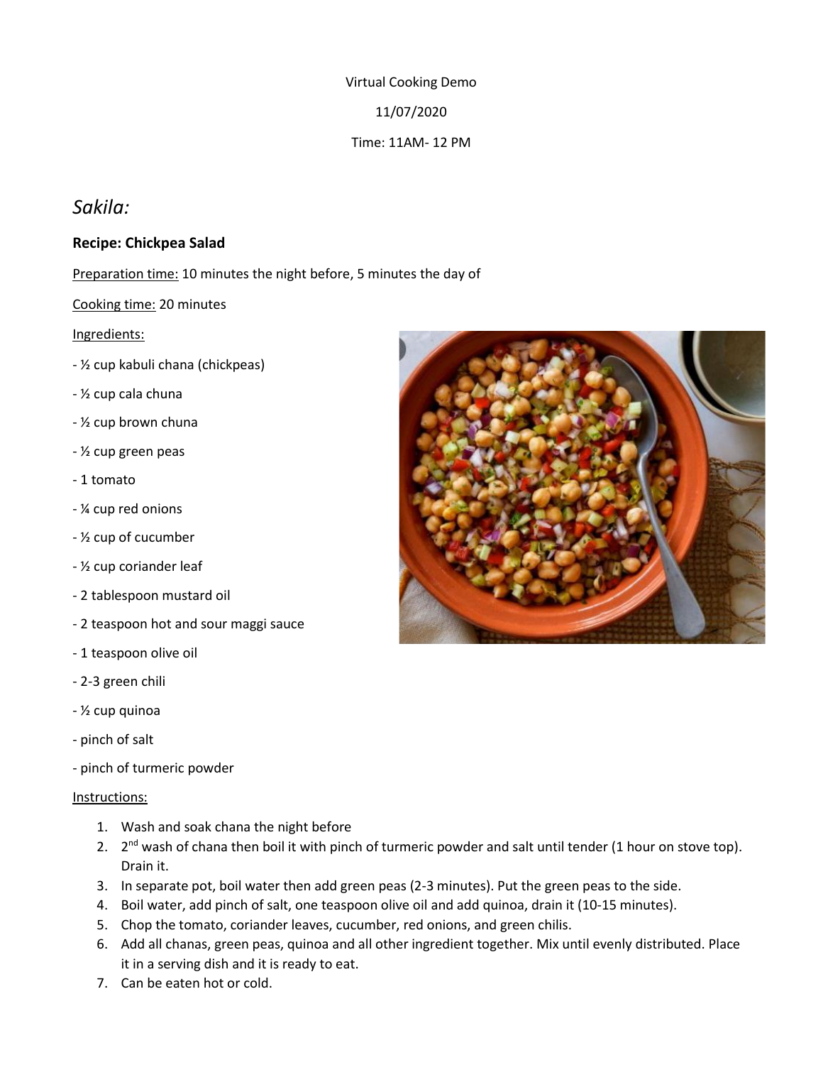Virtual Cooking Demo

11/07/2020

Time: 11AM- 12 PM

## *Sakila:*

### Recipe: Chickpea Salad

<u>Preparation time:</u> 10 minutes the night before, 5 minutes the day of

<u>Cooking time:</u> 20 minutes

<u>Ingredients:</u>

- ½ cup kabuli chana (chickpeas)
- ½ cup cala chuna
- ½ cup brown chuna
- ½ cup green peas
- 1 tomato
- ¼ cup red onions
- ½ cup of cucumber
- ½ cup coriander leaf
- 2 tablespoon mustard oil
- 2 teaspoon hot and sour maggi sauce
- 1 teaspoon olive oil
- 2-3 green chili
- ½ cup quinoa
- pinch of salt
- pinch of turmeric powder

<u>Instructions:</u>

1. Wash and soak chana the night before
2. 2nd wash of chana then boil it with pinch of turmeric powder and salt until tender (1 hour on stove top). Drain it.
3. In separate pot, boil water then add green peas (2-3 minutes). Put the green peas to the side.
4. Boil water, add pinch of salt, one teaspoon olive oil and add quinoa, drain it (10-15 minutes).
5. Chop the tomato, coriander leaves, cucumber, red onions, and green chilis.
6. Add all chanas, green peas, quinoa and all other ingredient together. Mix until evenly distributed. Place it in a serving dish and it is ready to eat.
7. Can be eaten hot or cold.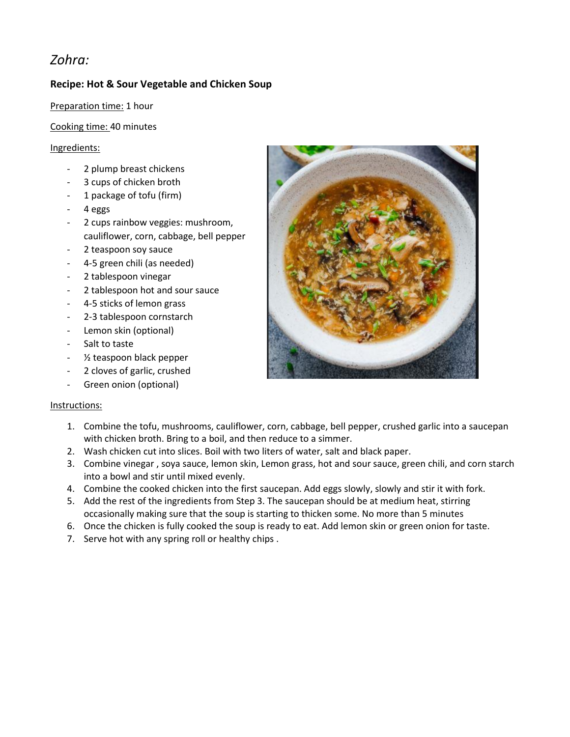*Zohra:*

**Recipe: Hot & Sour Vegetable and Chicken Soup**

Preparation time: 1 hour

Cooking time: 40 minutes

Ingredients:

- 2 plump breast chickens
- 3 cups of chicken broth
- 1 package of tofu (firm)
- 4 eggs
- 2 cups rainbow veggies: mushroom, cauliflower, corn, cabbage, bell pepper
- 2 teaspoon soy sauce
- 4-5 green chili (as needed)
- 2 tablespoon vinegar
- 2 tablespoon hot and sour sauce
- 4-5 sticks of lemon grass
- 2-3 tablespoon cornstarch
- Lemon skin (optional)
- Salt to taste
- ½ teaspoon black pepper
- 2 cloves of garlic, crushed
- Green onion (optional)

Instructions:

1. Combine the tofu, mushrooms, cauliflower, corn, cabbage, bell pepper, crushed garlic into a saucepan with chicken broth. Bring to a boil, and then reduce to a simmer.
2. Wash chicken cut into slices. Boil with two liters of water, salt and black paper.
3. Combine vinegar , soya sauce, lemon skin, Lemon grass, hot and sour sauce, green chili, and corn starch into a bowl and stir until mixed evenly.
4. Combine the cooked chicken into the first saucepan. Add eggs slowly, slowly and stir it with fork.
5. Add the rest of the ingredients from Step 3. The saucepan should be at medium heat, stirring occasionally making sure that the soup is starting to thicken some. No more than 5 minutes
6. Once the chicken is fully cooked the soup is ready to eat. Add lemon skin or green onion for taste.
7. Serve hot with any spring roll or healthy chips .